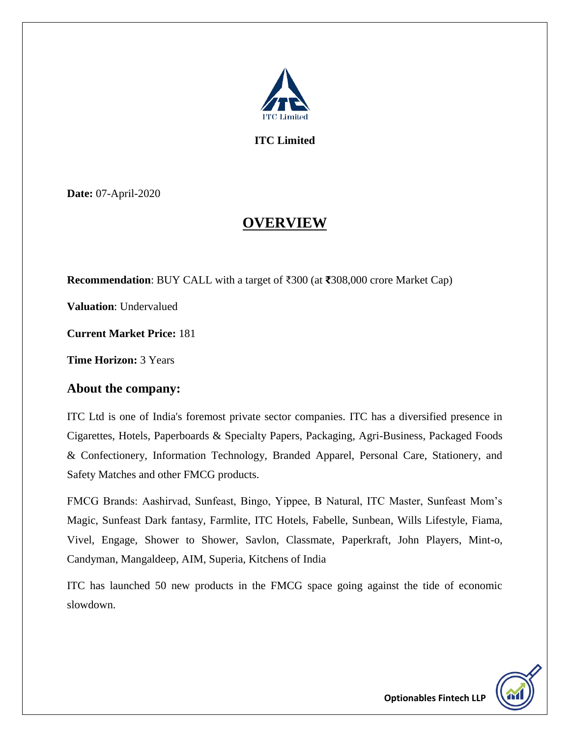**ITC Limited**

**Date:** 07-April-2020

# OVERVIEW

**Recommendation**: BUY CALL with a target of ₹300 (at ₹308,000 crore Market Cap)

**Valuation**: Undervalued

**Current Market Price:** 181

**Time Horizon:** 3 Years

## About the company:

ITC Ltd is one of India's foremost private sector companies. ITC has a diversified presence in Cigarettes, Hotels, Paperboards & Specialty Papers, Packaging, Agri-Business, Packaged Foods & Confectionery, Information Technology, Branded Apparel, Personal Care, Stationery, and Safety Matches and other FMCG products.

FMCG Brands: Aashirvad, Sunfeast, Bingo, Yippee, B Natural, ITC Master, Sunfeast Mom's Magic, Sunfeast Dark fantasy, Farmlite, ITC Hotels, Fabelle, Sunbean, Wills Lifestyle, Fiama, Vivel, Engage, Shower to Shower, Savlon, Classmate, Paperkraft, John Players, Mint-o, Candyman, Mangaldeep, AIM, Superia, Kitchens of India

ITC has launched 50 new products in the FMCG space going against the tide of economic slowdown.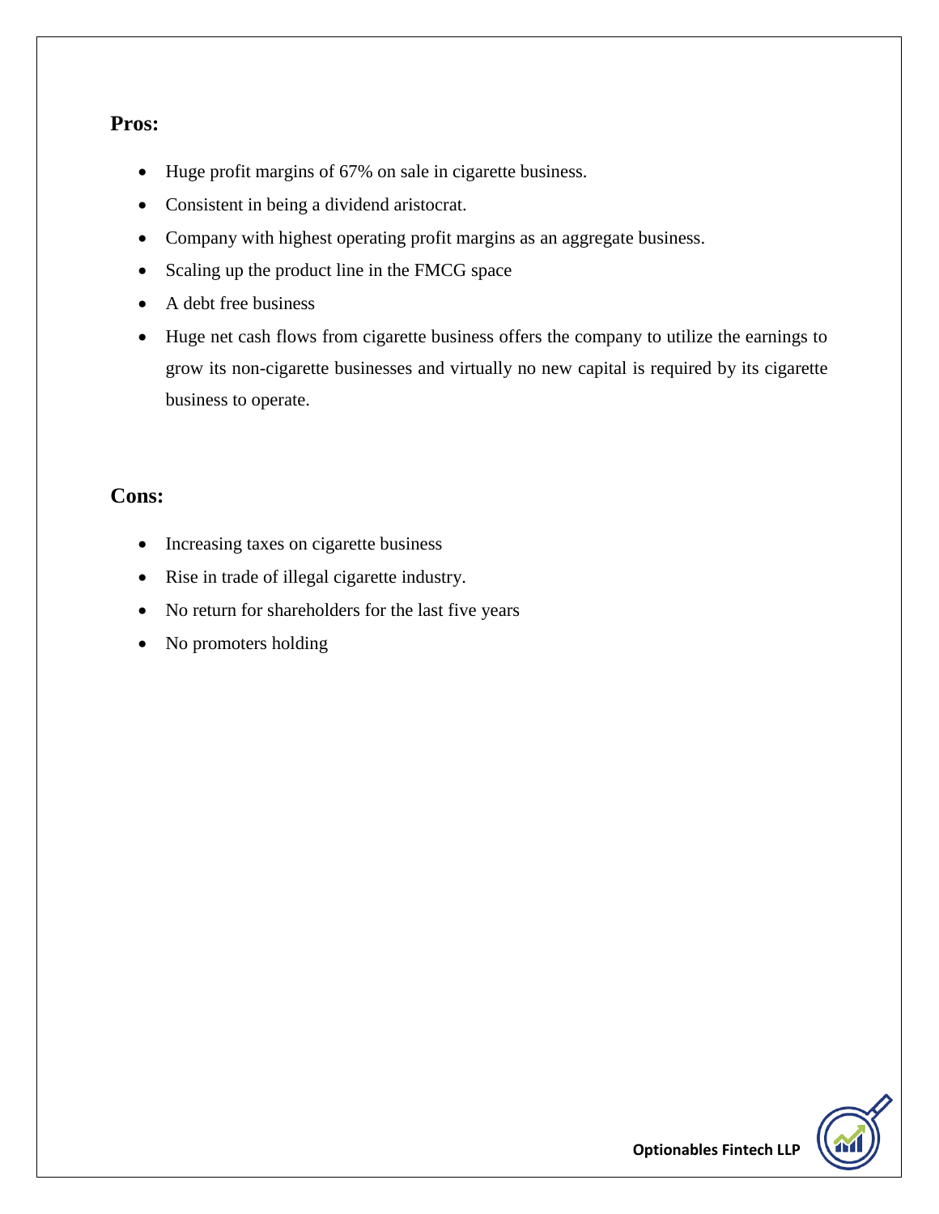## Pros:

- Huge profit margins of 67% on sale in cigarette business.
- Consistent in being a dividend aristocrat.
- Company with highest operating profit margins as an aggregate business.
- Scaling up the product line in the FMCG space
- A debt free business
- Huge net cash flows from cigarette business offers the company to utilize the earnings to grow its non-cigarette businesses and virtually no new capital is required by its cigarette business to operate.

## Cons:

- Increasing taxes on cigarette business
- Rise in trade of illegal cigarette industry.
- No return for shareholders for the last five years
- No promoters holding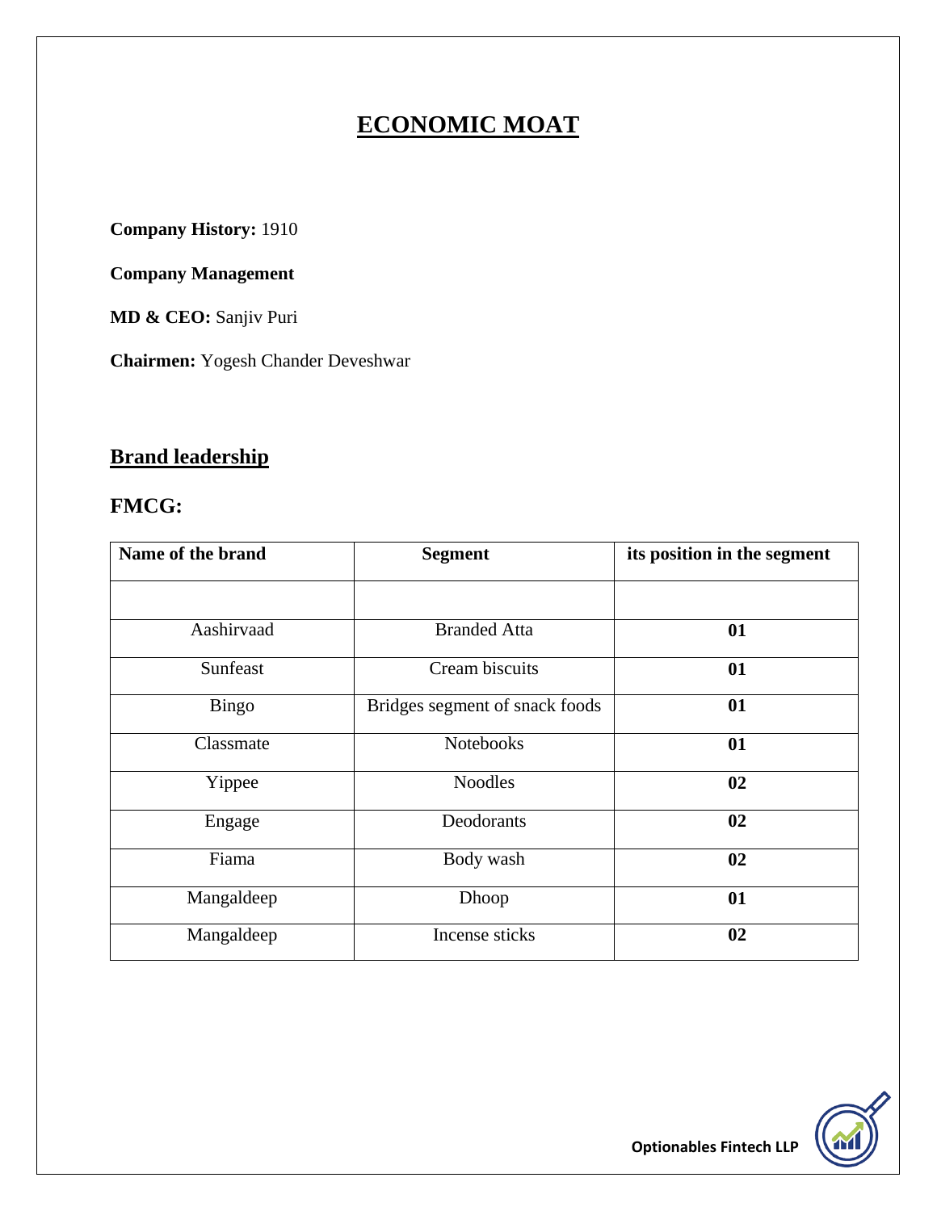# ECONOMIC MOAT

**Company History:** 1910

**Company Management**

**MD & CEO:** Sanjiv Puri

**Chairmen:** Yogesh Chander Deveshwar

## Brand leadership

### FMCG:

| Name of the brand | Segment | its position in the segment |
|---|---|---|
| | | |
| Aashirvaad | Branded Atta | **01** |
| Sunfeast | Cream biscuits | **01** |
| Bingo | Bridges segment of snack foods | **01** |
| Classmate | Notebooks | **01** |
| Yippee | Noodles | **02** |
| Engage | Deodorants | **02** |
| Fiama | Body wash | **02** |
| Mangaldeep | Dhoop | **01** |
| Mangaldeep | Incense sticks | **02** |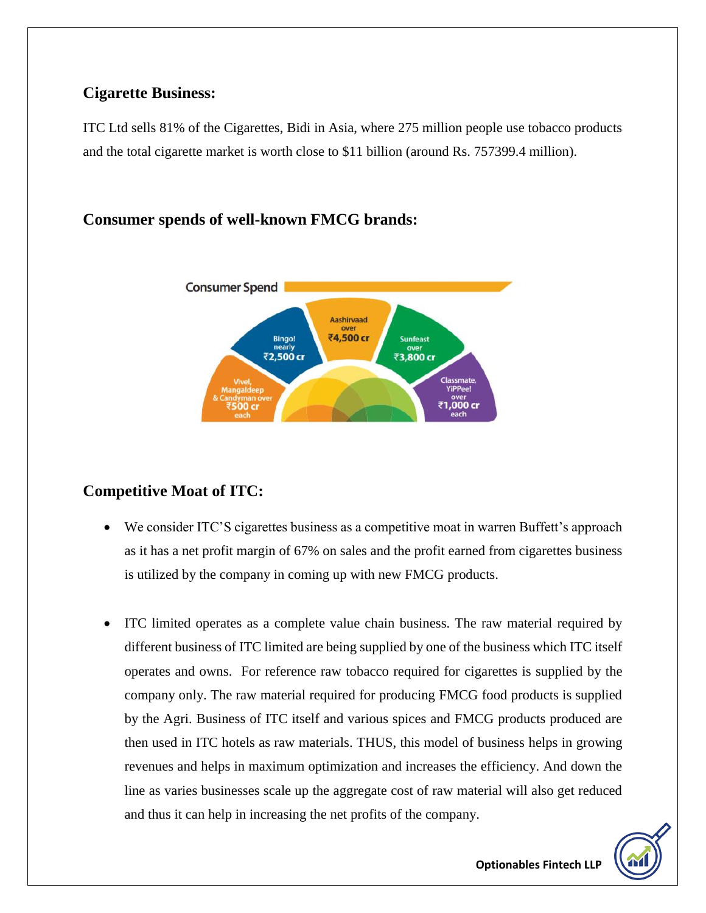## Cigarette Business:

ITC Ltd sells 81% of the Cigarettes, Bidi in Asia, where 275 million people use tobacco products and the total cigarette market is worth close to $11 billion (around Rs. 757399.4 million).

## Consumer spends of well-known FMCG brands:

Consumer Spend

Bingo! nearly ₹2,500 cr

Aashirvaad over ₹4,500 cr

Sunfeast over ₹3,800 cr

Vivel, Mangaldeep & Candyman over ₹500 cr each

Classmate, YiPPee! over ₹1,000 cr each

## Competitive Moat of ITC:

- We consider ITC'S cigarettes business as a competitive moat in warren Buffett's approach as it has a net profit margin of 67% on sales and the profit earned from cigarettes business is utilized by the company in coming up with new FMCG products.

- ITC limited operates as a complete value chain business. The raw material required by different business of ITC limited are being supplied by one of the business which ITC itself operates and owns. For reference raw tobacco required for cigarettes is supplied by the company only. The raw material required for producing FMCG food products is supplied by the Agri. Business of ITC itself and various spices and FMCG products produced are then used in ITC hotels as raw materials. THUS, this model of business helps in growing revenues and helps in maximum optimization and increases the efficiency. And down the line as varies businesses scale up the aggregate cost of raw material will also get reduced and thus it can help in increasing the net profits of the company.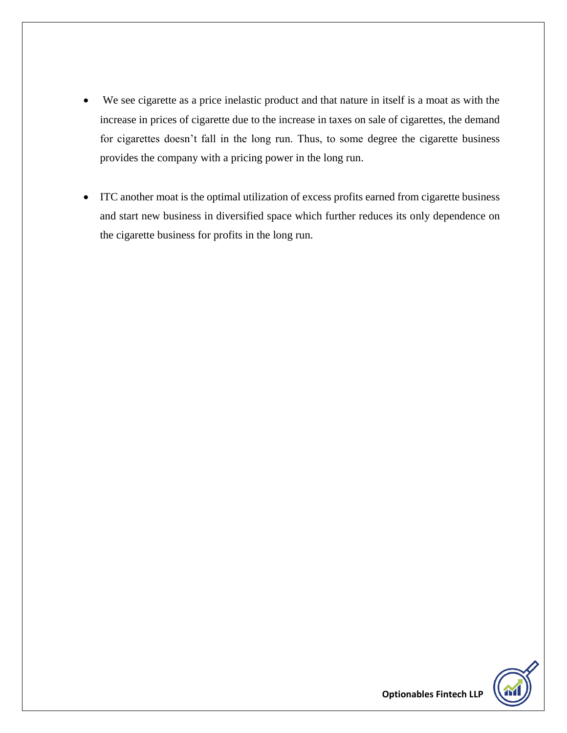- We see cigarette as a price inelastic product and that nature in itself is a moat as with the increase in prices of cigarette due to the increase in taxes on sale of cigarettes, the demand for cigarettes doesn't fall in the long run. Thus, to some degree the cigarette business provides the company with a pricing power in the long run.

- ITC another moat is the optimal utilization of excess profits earned from cigarette business and start new business in diversified space which further reduces its only dependence on the cigarette business for profits in the long run.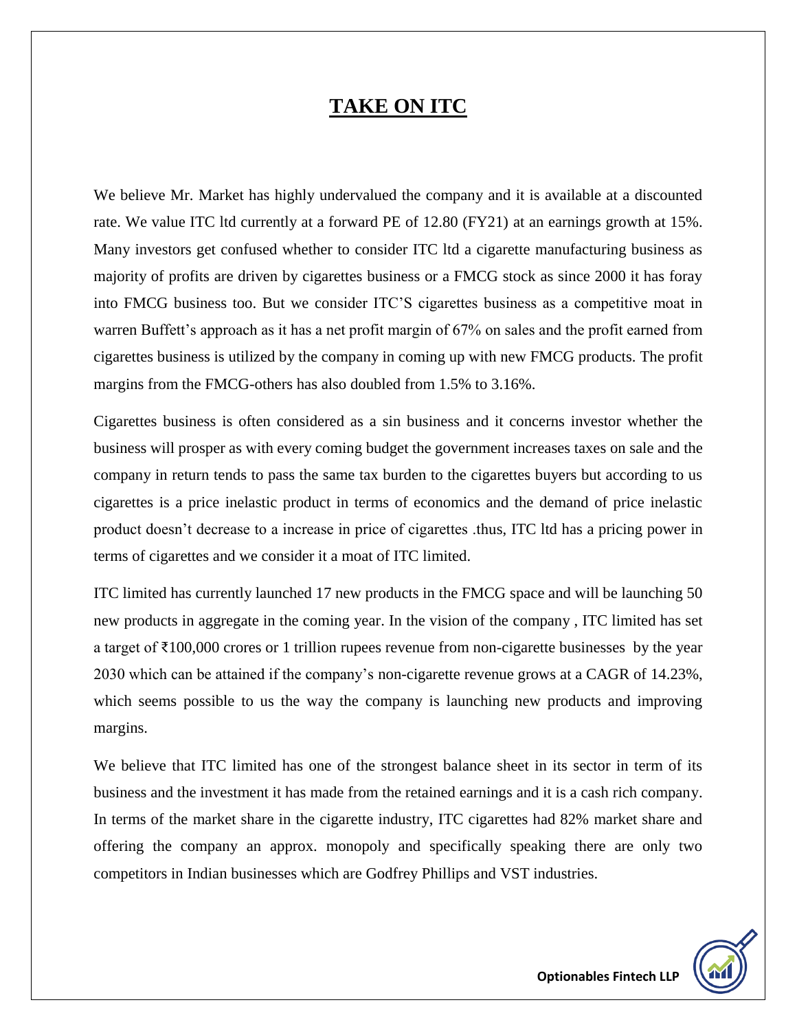# TAKE ON ITC

We believe Mr. Market has highly undervalued the company and it is available at a discounted rate. We value ITC ltd currently at a forward PE of 12.80 (FY21) at an earnings growth at 15%. Many investors get confused whether to consider ITC ltd a cigarette manufacturing business as majority of profits are driven by cigarettes business or a FMCG stock as since 2000 it has foray into FMCG business too. But we consider ITC'S cigarettes business as a competitive moat in warren Buffett's approach as it has a net profit margin of 67% on sales and the profit earned from cigarettes business is utilized by the company in coming up with new FMCG products. The profit margins from the FMCG-others has also doubled from 1.5% to 3.16%.

Cigarettes business is often considered as a sin business and it concerns investor whether the business will prosper as with every coming budget the government increases taxes on sale and the company in return tends to pass the same tax burden to the cigarettes buyers but according to us cigarettes is a price inelastic product in terms of economics and the demand of price inelastic product doesn't decrease to a increase in price of cigarettes .thus, ITC ltd has a pricing power in terms of cigarettes and we consider it a moat of ITC limited.

ITC limited has currently launched 17 new products in the FMCG space and will be launching 50 new products in aggregate in the coming year. In the vision of the company , ITC limited has set a target of ₹100,000 crores or 1 trillion rupees revenue from non-cigarette businesses by the year 2030 which can be attained if the company's non-cigarette revenue grows at a CAGR of 14.23%, which seems possible to us the way the company is launching new products and improving margins.

We believe that ITC limited has one of the strongest balance sheet in its sector in term of its business and the investment it has made from the retained earnings and it is a cash rich company. In terms of the market share in the cigarette industry, ITC cigarettes had 82% market share and offering the company an approx. monopoly and specifically speaking there are only two competitors in Indian businesses which are Godfrey Phillips and VST industries.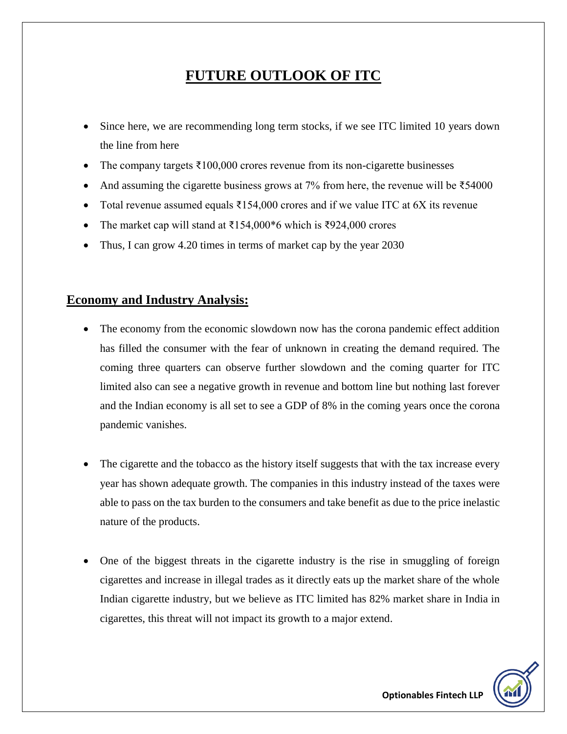# FUTURE OUTLOOK OF ITC

- Since here, we are recommending long term stocks, if we see ITC limited 10 years down the line from here
- The company targets ₹100,000 crores revenue from its non-cigarette businesses
- And assuming the cigarette business grows at 7% from here, the revenue will be ₹54000
- Total revenue assumed equals ₹154,000 crores and if we value ITC at 6X its revenue
- The market cap will stand at ₹154,000*6 which is ₹924,000 crores
- Thus, I can grow 4.20 times in terms of market cap by the year 2030

## Economy and Industry Analysis:

- The economy from the economic slowdown now has the corona pandemic effect addition has filled the consumer with the fear of unknown in creating the demand required. The coming three quarters can observe further slowdown and the coming quarter for ITC limited also can see a negative growth in revenue and bottom line but nothing last forever and the Indian economy is all set to see a GDP of 8% in the coming years once the corona pandemic vanishes.

- The cigarette and the tobacco as the history itself suggests that with the tax increase every year has shown adequate growth. The companies in this industry instead of the taxes were able to pass on the tax burden to the consumers and take benefit as due to the price inelastic nature of the products.

- One of the biggest threats in the cigarette industry is the rise in smuggling of foreign cigarettes and increase in illegal trades as it directly eats up the market share of the whole Indian cigarette industry, but we believe as ITC limited has 82% market share in India in cigarettes, this threat will not impact its growth to a major extend.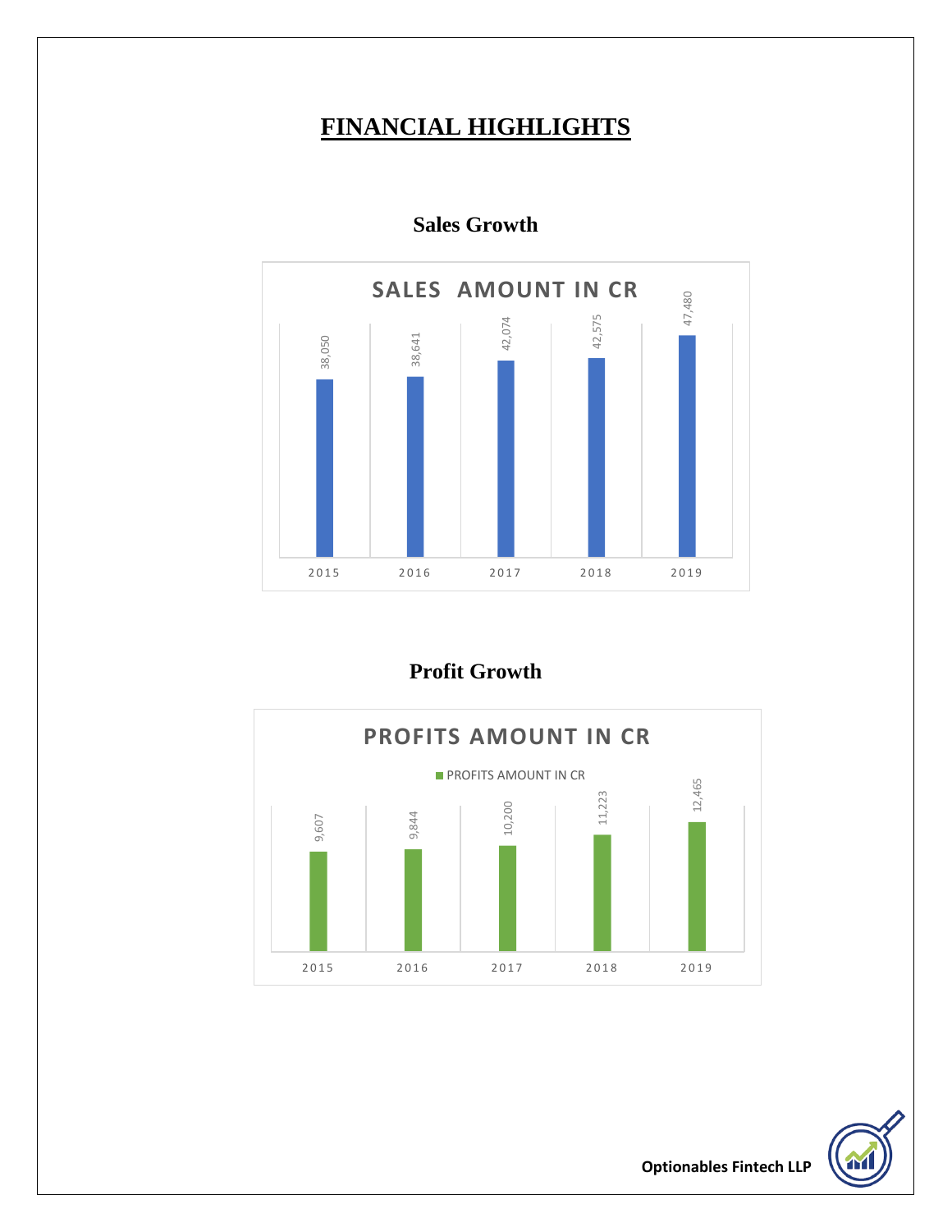# FINANCIAL HIGHLIGHTS

## Sales Growth

**SALES AMOUNT IN CR**

| Year | Sales Amount in CR |
|---|---|
| 2015 | 38,050 |
| 2016 | 38,641 |
| 2017 | 42,074 |
| 2018 | 42,575 |
| 2019 | 47,480 |

## Profit Growth

**PROFITS AMOUNT IN CR**

| Year | Profits Amount in CR |
|---|---|
| 2015 | 9,607 |
| 2016 | 9,844 |
| 2017 | 10,200 |
| 2018 | 11,223 |
| 2019 | 12,465 |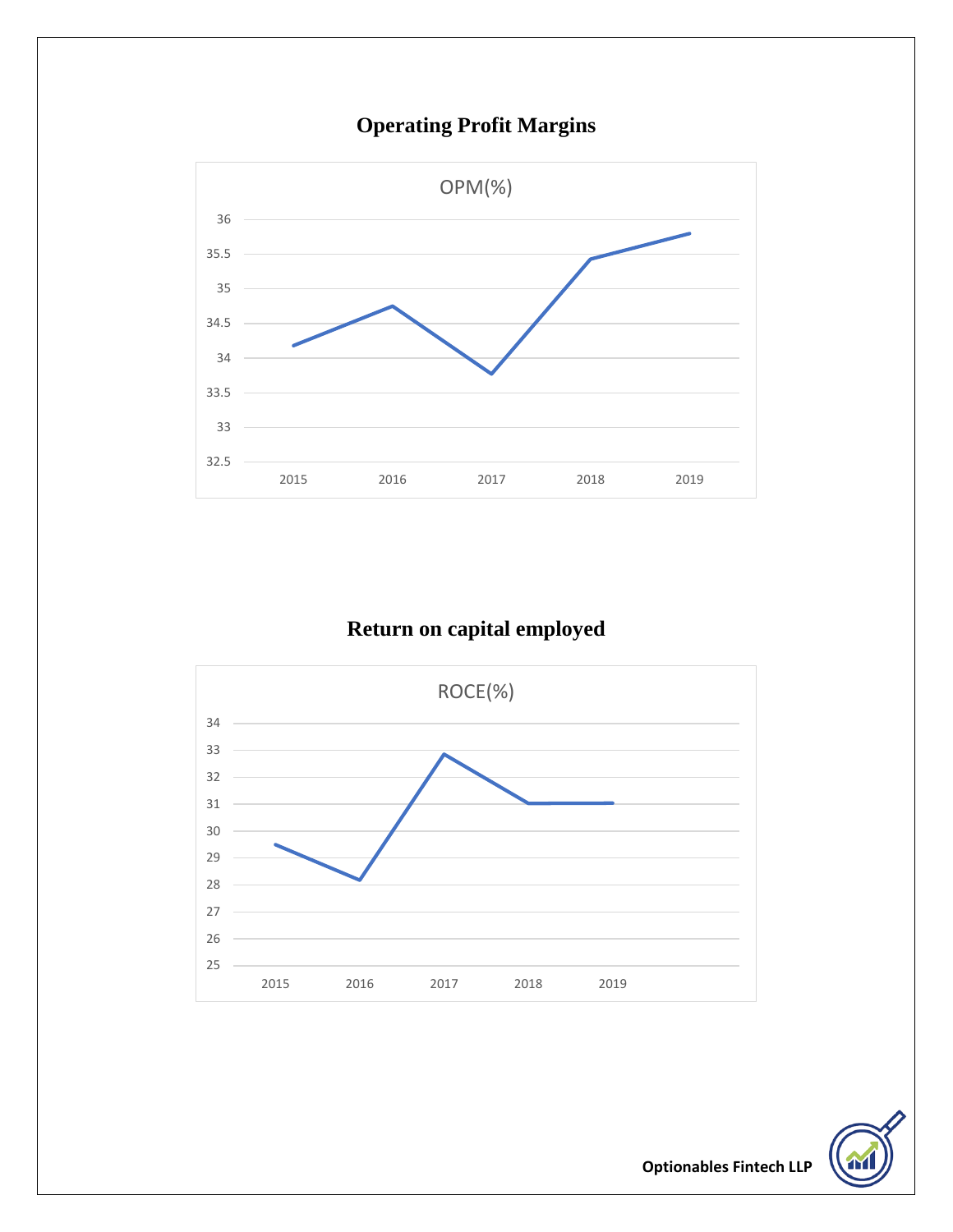## Operating Profit Margins

## Return on capital employed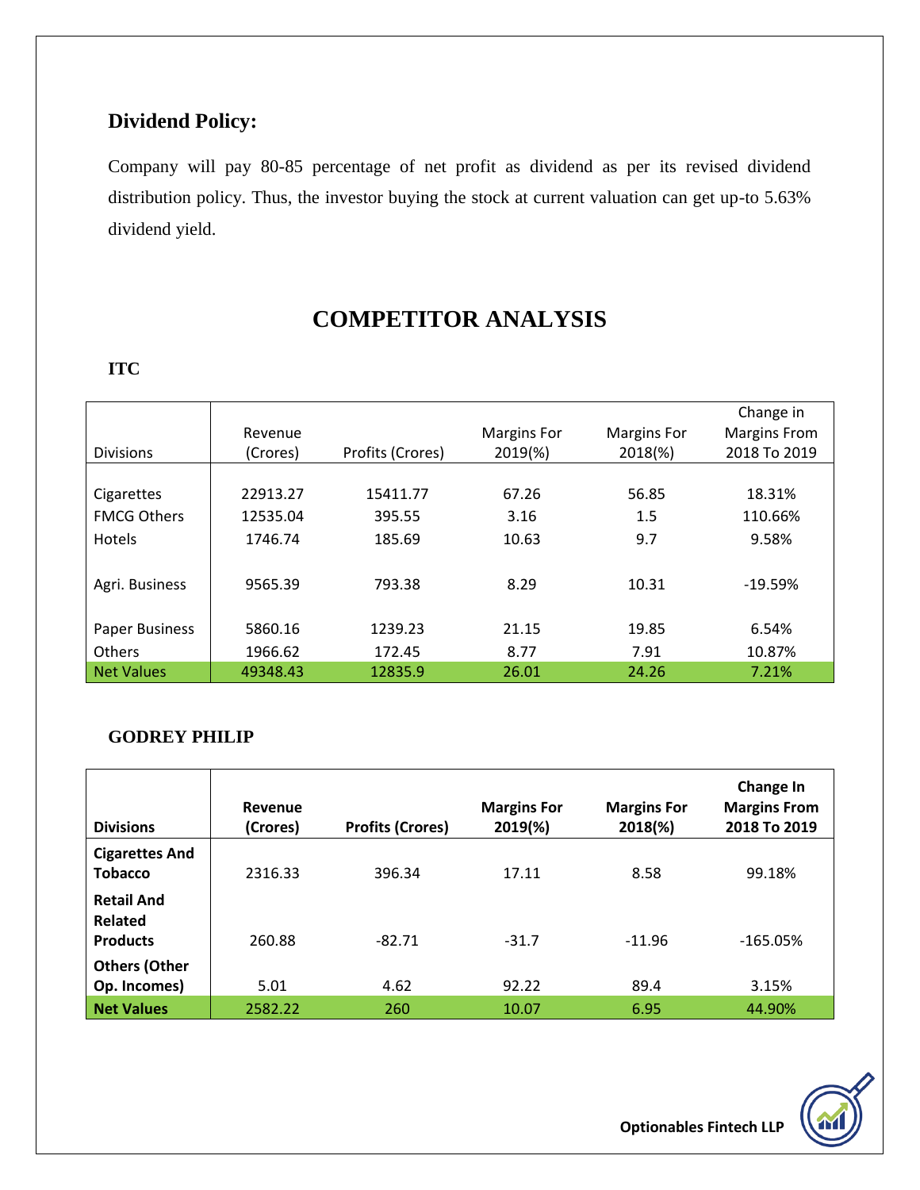## Dividend Policy:

Company will pay 80-85 percentage of net profit as dividend as per its revised dividend distribution policy. Thus, the investor buying the stock at current valuation can get up-to 5.63% dividend yield.

# COMPETITOR ANALYSIS

### ITC

| Divisions | Revenue (Crores) | Profits (Crores) | Margins For 2019(%) | Margins For 2018(%) | Change in Margins From 2018 To 2019 |
|---|---|---|---|---|---|
| Cigarettes | 22913.27 | 15411.77 | 67.26 | 56.85 | 18.31% |
| FMCG Others | 12535.04 | 395.55 | 3.16 | 1.5 | 110.66% |
| Hotels | 1746.74 | 185.69 | 10.63 | 9.7 | 9.58% |
| Agri. Business | 9565.39 | 793.38 | 8.29 | 10.31 | -19.59% |
| Paper Business | 5860.16 | 1239.23 | 21.15 | 19.85 | 6.54% |
| Others | 1966.62 | 172.45 | 8.77 | 7.91 | 10.87% |
| Net Values | 49348.43 | 12835.9 | 26.01 | 24.26 | 7.21% |

### GODREY PHILIP

| Divisions | Revenue (Crores) | Profits (Crores) | Margins For 2019(%) | Margins For 2018(%) | Change In Margins From 2018 To 2019 |
|---|---|---|---|---|---|
| **Cigarettes And Tobacco** | 2316.33 | 396.34 | 17.11 | 8.58 | 99.18% |
| **Retail And Related Products** | 260.88 | -82.71 | -31.7 | -11.96 | -165.05% |
| **Others (Other Op. Incomes)** | 5.01 | 4.62 | 92.22 | 89.4 | 3.15% |
| **Net Values** | 2582.22 | 260 | 10.07 | 6.95 | 44.90% |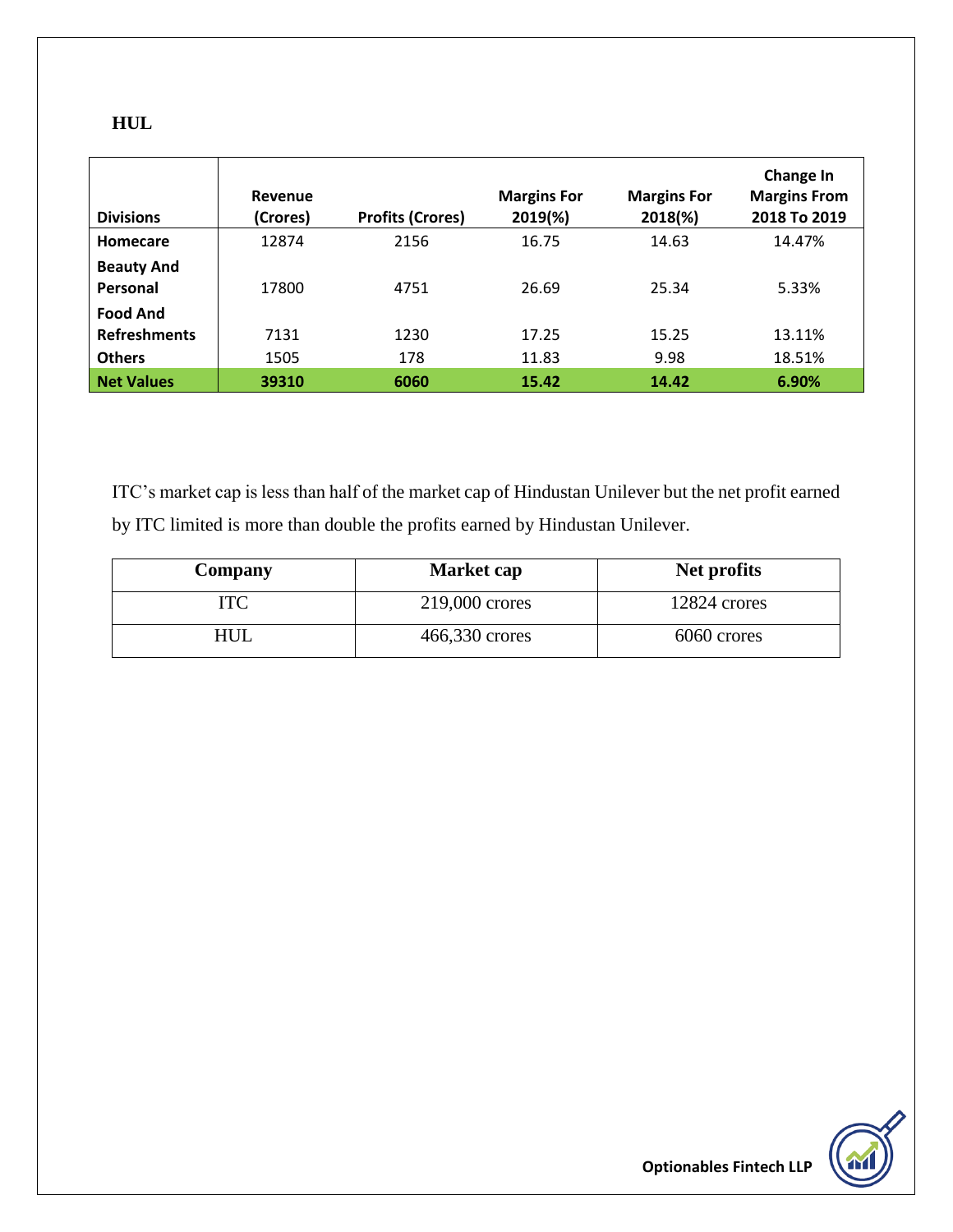**HUL**

| Divisions | Revenue (Crores) | Profits (Crores) | Margins For 2019(%) | Margins For 2018(%) | Change In Margins From 2018 To 2019 |
|---|---|---|---|---|---|
| Homecare | 12874 | 2156 | 16.75 | 14.63 | 14.47% |
| Beauty And Personal | 17800 | 4751 | 26.69 | 25.34 | 5.33% |
| Food And Refreshments | 7131 | 1230 | 17.25 | 15.25 | 13.11% |
| Others | 1505 | 178 | 11.83 | 9.98 | 18.51% |
| **Net Values** | **39310** | **6060** | **15.42** | **14.42** | **6.90%** |

ITC's market cap is less than half of the market cap of Hindustan Unilever but the net profit earned by ITC limited is more than double the profits earned by Hindustan Unilever.

| Company | Market cap | Net profits |
|---|---|---|
| ITC | 219,000 crores | 12824 crores |
| HUL | 466,330 crores | 6060 crores |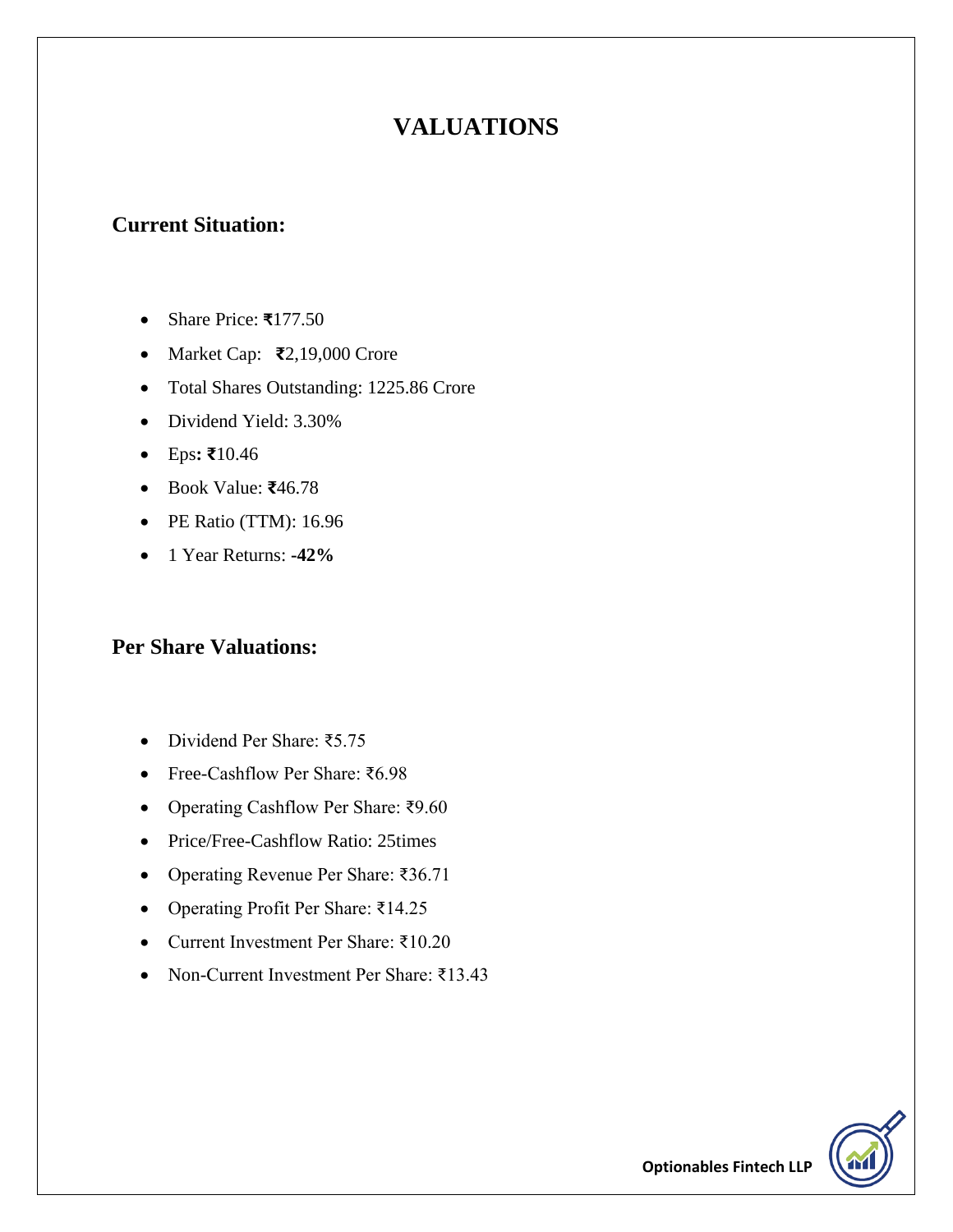# VALUATIONS

## Current Situation:

- Share Price: ₹177.50
- Market Cap: ₹2,19,000 Crore
- Total Shares Outstanding: 1225.86 Crore
- Dividend Yield: 3.30%
- Eps**:** ₹10.46
- Book Value: ₹46.78
- PE Ratio (TTM): 16.96
- 1 Year Returns: **-42%**

## Per Share Valuations:

- Dividend Per Share: ₹5.75
- Free-Cashflow Per Share: ₹6.98
- Operating Cashflow Per Share: ₹9.60
- Price/Free-Cashflow Ratio: 25times
- Operating Revenue Per Share: ₹36.71
- Operating Profit Per Share: ₹14.25
- Current Investment Per Share: ₹10.20
- Non-Current Investment Per Share: ₹13.43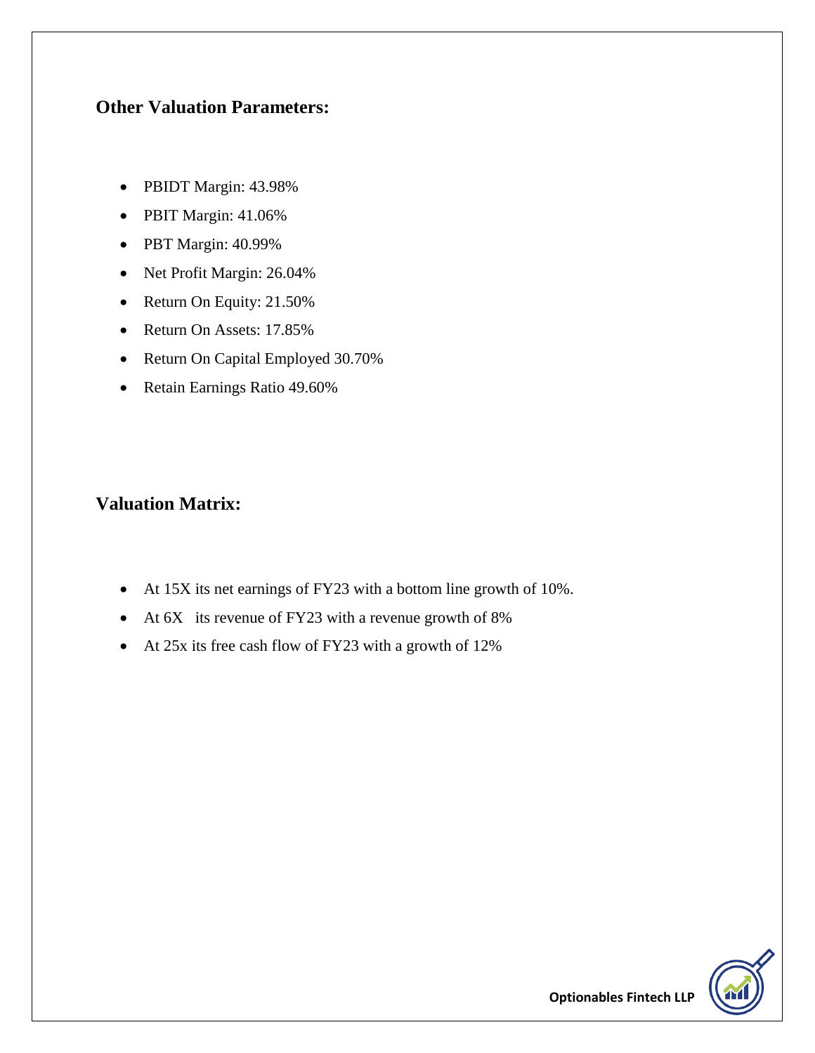## Other Valuation Parameters:

- PBIDT Margin: 43.98%
- PBIT Margin: 41.06%
- PBT Margin: 40.99%
- Net Profit Margin: 26.04%
- Return On Equity: 21.50%
- Return On Assets: 17.85%
- Return On Capital Employed 30.70%
- Retain Earnings Ratio 49.60%

## Valuation Matrix:

- At 15X its net earnings of FY23 with a bottom line growth of 10%.
- At 6X its revenue of FY23 with a revenue growth of 8%
- At 25x its free cash flow of FY23 with a growth of 12%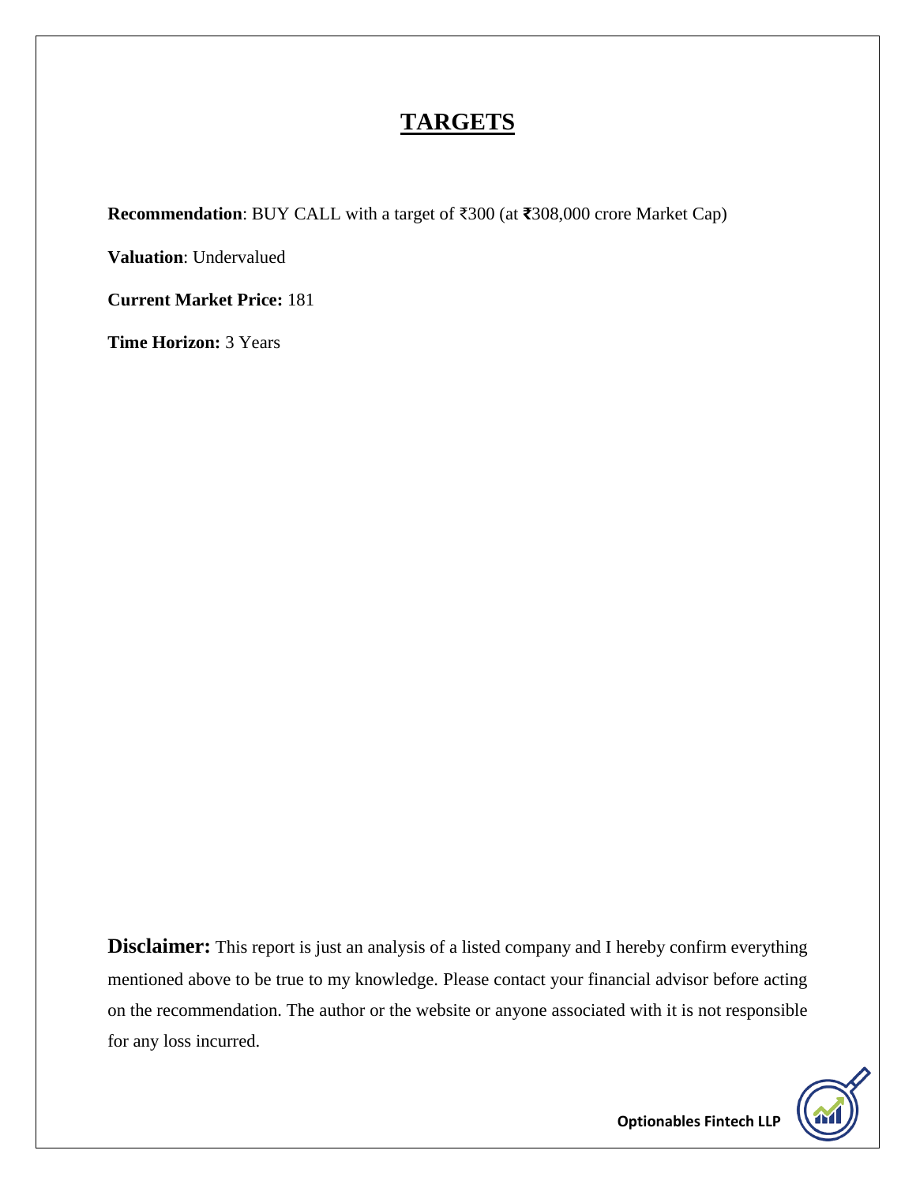# TARGETS

**Recommendation**: BUY CALL with a target of ₹300 (at **₹**308,000 crore Market Cap)

**Valuation**: Undervalued

**Current Market Price:** 181

**Time Horizon:** 3 Years

**Disclaimer:** This report is just an analysis of a listed company and I hereby confirm everything mentioned above to be true to my knowledge. Please contact your financial advisor before acting on the recommendation. The author or the website or anyone associated with it is not responsible for any loss incurred.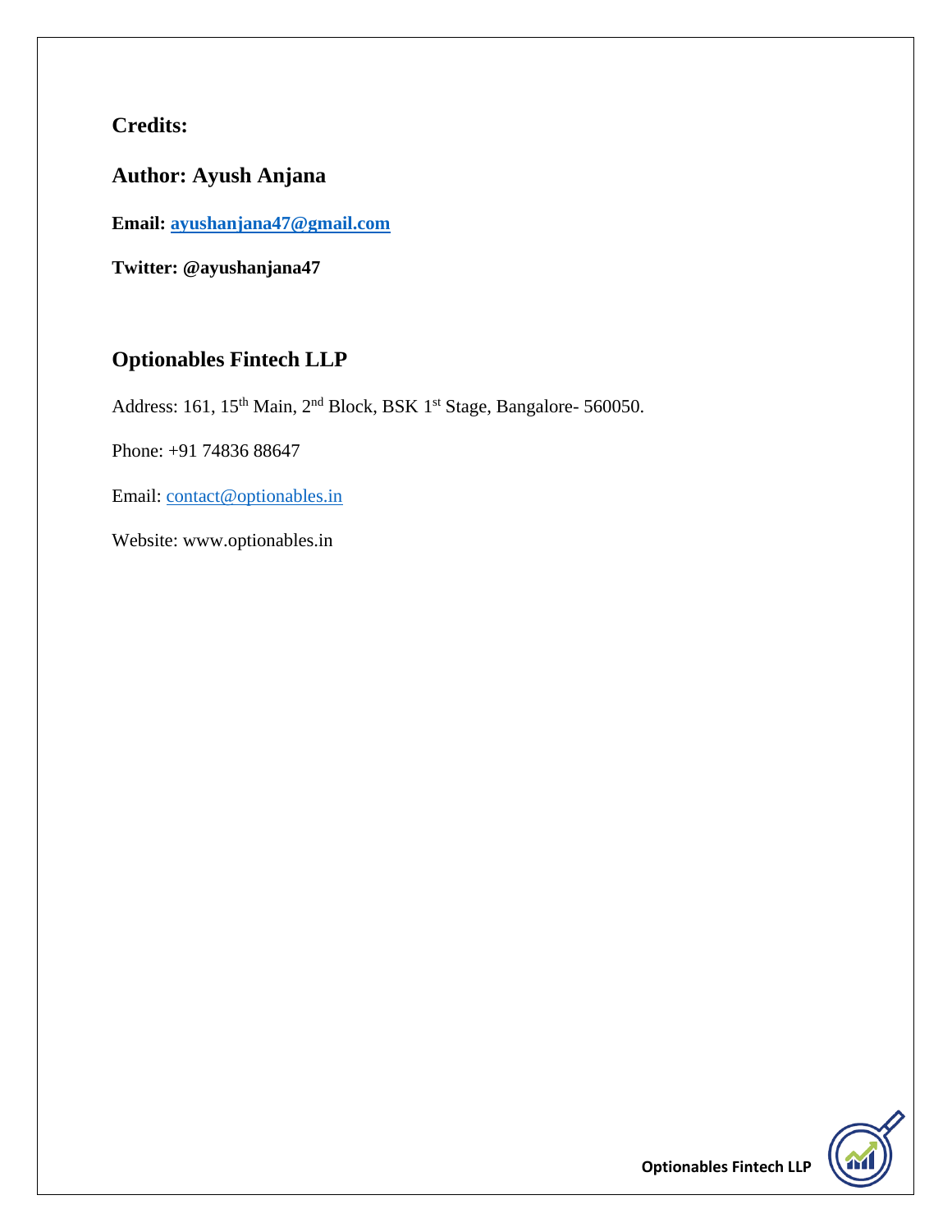**Credits:**

**Author: Ayush Anjana**

**Email: ayushanjana47@gmail.com**

**Twitter: @ayushanjana47**

**Optionables Fintech LLP**

Address: 161, 15th Main, 2nd Block, BSK 1st Stage, Bangalore- 560050.

Phone: +91 74836 88647

Email: contact@optionables.in

Website: www.optionables.in